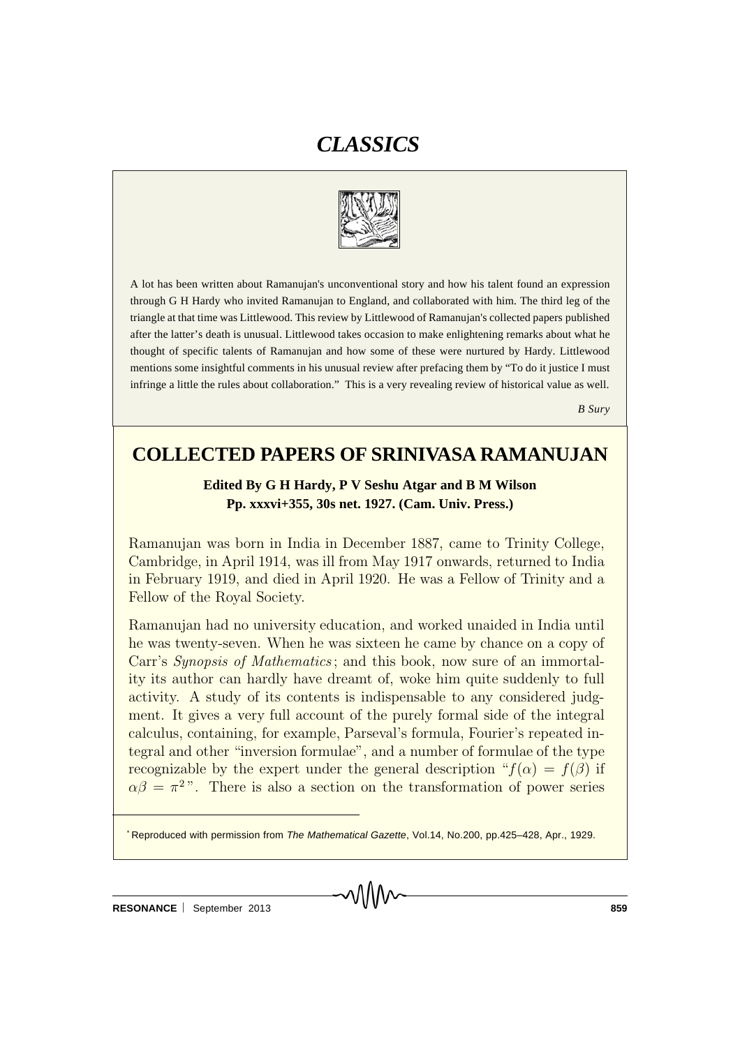# *CLASSICS*

A lot has been written about Ramanujan's unconventional story and how his talent found an expression through G H Hardy who invited Ramanujan to England, and collaborated with him. The third leg of the triangle at that time was Littlewood. This review by Littlewood of Ramanujan's collected papers published after the latter's death is unusual. Littlewood takes occasion to make enlightening remarks about what he thought of specific talents of Ramanujan and how some of these were nurtured by Hardy. Littlewood mentions some insightful comments in his unusual review after prefacing them by "To do it justice I must infringe a little the rules about collaboration." This is a very revealing review of historical value as well.

*B Sury*

## COLLECTED PAPERS OF SRINIVASA RAMANUJAN

**Edited By G H Hardy, P V Seshu Atgar and B M Wilson**
**Pp. xxxvi+355, 30s net. 1927. (Cam. Univ. Press.)**

Ramanujan was born in India in December 1887, came to Trinity College, Cambridge, in April 1914, was ill from May 1917 onwards, returned to India in February 1919, and died in April 1920. He was a Fellow of Trinity and a Fellow of the Royal Society.

Ramanujan had no university education, and worked unaided in India until he was twenty-seven. When he was sixteen he came by chance on a copy of Carr's *Synopsis of Mathematics*; and this book, now sure of an immortality its author can hardly have dreamt of, woke him quite suddenly to full activity. A study of its contents is indispensable to any considered judgment. It gives a very full account of the purely formal side of the integral calculus, containing, for example, Parseval's formula, Fourier's repeated integral and other "inversion formulae", and a number of formulae of the type recognizable by the expert under the general description "$f(\alpha) = f(\beta)$ if $\alpha\beta = \pi^2$". There is also a section on the transformation of power series

* Reproduced with permission from *The Mathematical Gazette*, Vol.14, No.200, pp.425–428, Apr., 1929.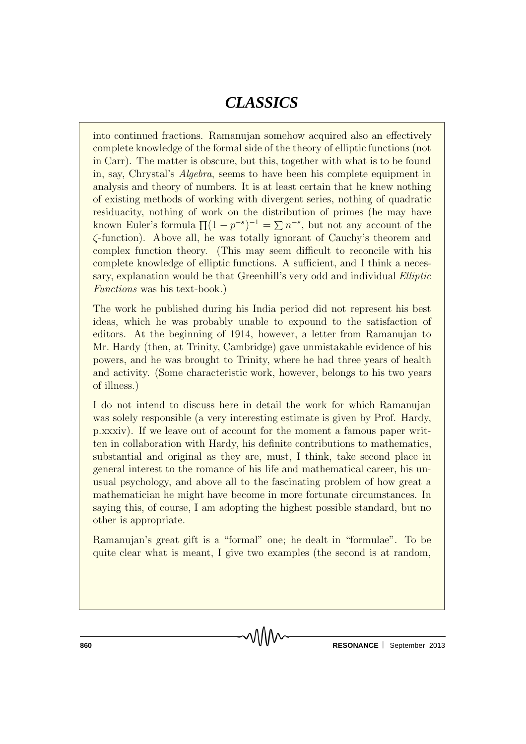into continued fractions. Ramanujan somehow acquired also an effectively complete knowledge of the formal side of the theory of elliptic functions (not in Carr). The matter is obscure, but this, together with what is to be found in, say, Chrystal's *Algebra*, seems to have been his complete equipment in analysis and theory of numbers. It is at least certain that he knew nothing of existing methods of working with divergent series, nothing of quadratic residuacity, nothing of work on the distribution of primes (he may have known Euler's formula $\prod(1 - p^{-s})^{-1} = \sum n^{-s}$, but not any account of the $\zeta$-function). Above all, he was totally ignorant of Cauchy's theorem and complex function theory. (This may seem difficult to reconcile with his complete knowledge of elliptic functions. A sufficient, and I think a necessary, explanation would be that Greenhill's very odd and individual *Elliptic Functions* was his text-book.)

The work he published during his India period did not represent his best ideas, which he was probably unable to expound to the satisfaction of editors. At the beginning of 1914, however, a letter from Ramanujan to Mr. Hardy (then, at Trinity, Cambridge) gave unmistakable evidence of his powers, and he was brought to Trinity, where he had three years of health and activity. (Some characteristic work, however, belongs to his two years of illness.)

I do not intend to discuss here in detail the work for which Ramanujan was solely responsible (a very interesting estimate is given by Prof. Hardy, p.xxxiv). If we leave out of account for the moment a famous paper written in collaboration with Hardy, his definite contributions to mathematics, substantial and original as they are, must, I think, take second place in general interest to the romance of his life and mathematical career, his unusual psychology, and above all to the fascinating problem of how great a mathematician he might have become in more fortunate circumstances. In saying this, of course, I am adopting the highest possible standard, but no other is appropriate.

Ramanujan's great gift is a "formal" one; he dealt in "formulae". To be quite clear what is meant, I give two examples (the second is at random,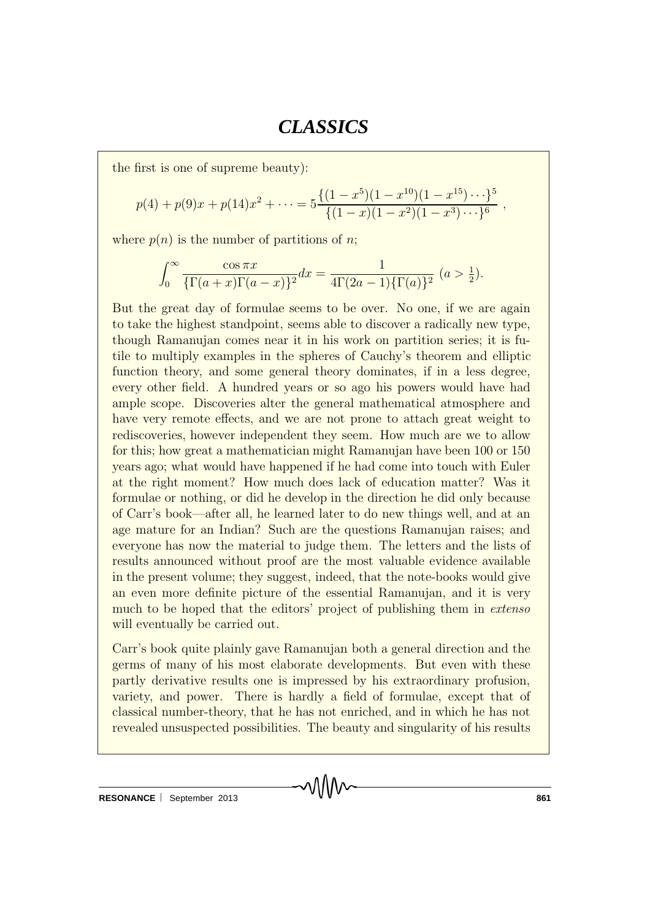the first is one of supreme beauty):

$$p(4) + p(9)x + p(14)x^2 + \cdots = 5\frac{\{(1-x^5)(1-x^{10})(1-x^{15})\cdots\}^5}{\{(1-x)(1-x^2)(1-x^3)\cdots\}^6},$$

where $p(n)$ is the number of partitions of $n$;

$$\int_0^\infty \frac{\cos \pi x}{\{\Gamma(a+x)\Gamma(a-x)\}^2}dx = \frac{1}{4\Gamma(2a-1)\{\Gamma(a)\}^2} \ (a > \tfrac{1}{2}).$$

But the great day of formulae seems to be over. No one, if we are again to take the highest standpoint, seems able to discover a radically new type, though Ramanujan comes near it in his work on partition series; it is futile to multiply examples in the spheres of Cauchy's theorem and elliptic function theory, and some general theory dominates, if in a less degree, every other field. A hundred years or so ago his powers would have had ample scope. Discoveries alter the general mathematical atmosphere and have very remote effects, and we are not prone to attach great weight to rediscoveries, however independent they seem. How much are we to allow for this; how great a mathematician might Ramanujan have been 100 or 150 years ago; what would have happened if he had come into touch with Euler at the right moment? How much does lack of education matter? Was it formulae or nothing, or did he develop in the direction he did only because of Carr's book—after all, he learned later to do new things well, and at an age mature for an Indian? Such are the questions Ramanujan raises; and everyone has now the material to judge them. The letters and the lists of results announced without proof are the most valuable evidence available in the present volume; they suggest, indeed, that the note-books would give an even more definite picture of the essential Ramanujan, and it is very much to be hoped that the editors' project of publishing them in *extenso* will eventually be carried out.

Carr's book quite plainly gave Ramanujan both a general direction and the germs of many of his most elaborate developments. But even with these partly derivative results one is impressed by his extraordinary profusion, variety, and power. There is hardly a field of formulae, except that of classical number-theory, that he has not enriched, and in which he has not revealed unsuspected possibilities. The beauty and singularity of his results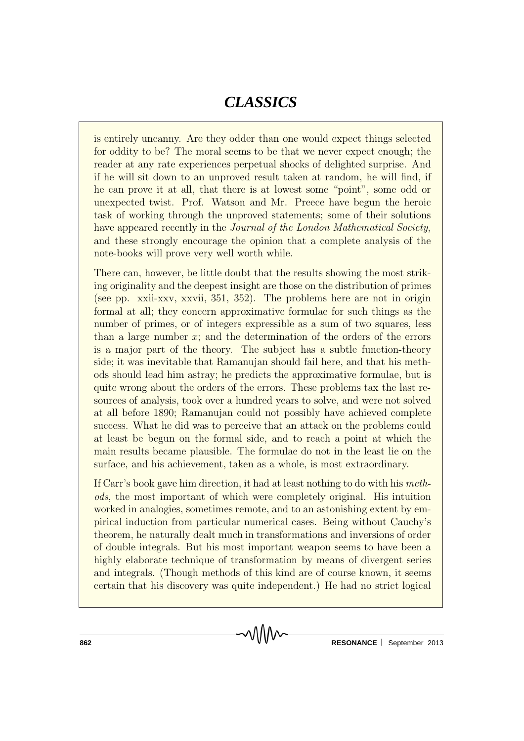is entirely uncanny. Are they odder than one would expect things selected for oddity to be? The moral seems to be that we never expect enough; the reader at any rate experiences perpetual shocks of delighted surprise. And if he will sit down to an unproved result taken at random, he will find, if he can prove it at all, that there is at lowest some "point", some odd or unexpected twist. Prof. Watson and Mr. Preece have begun the heroic task of working through the unproved statements; some of their solutions have appeared recently in the *Journal of the London Mathematical Society*, and these strongly encourage the opinion that a complete analysis of the note-books will prove very well worth while.

There can, however, be little doubt that the results showing the most striking originality and the deepest insight are those on the distribution of primes (see pp. xxii-xxv, xxvii, 351, 352). The problems here are not in origin formal at all; they concern approximative formulae for such things as the number of primes, or of integers expressible as a sum of two squares, less than a large number $x$; and the determination of the orders of the errors is a major part of the theory. The subject has a subtle function-theory side; it was inevitable that Ramanujan should fail here, and that his methods should lead him astray; he predicts the approximative formulae, but is quite wrong about the orders of the errors. These problems tax the last resources of analysis, took over a hundred years to solve, and were not solved at all before 1890; Ramanujan could not possibly have achieved complete success. What he did was to perceive that an attack on the problems could at least be begun on the formal side, and to reach a point at which the main results became plausible. The formulae do not in the least lie on the surface, and his achievement, taken as a whole, is most extraordinary.

If Carr's book gave him direction, it had at least nothing to do with his *methods*, the most important of which were completely original. His intuition worked in analogies, sometimes remote, and to an astonishing extent by empirical induction from particular numerical cases. Being without Cauchy's theorem, he naturally dealt much in transformations and inversions of order of double integrals. But his most important weapon seems to have been a highly elaborate technique of transformation by means of divergent series and integrals. (Though methods of this kind are of course known, it seems certain that his discovery was quite independent.) He had no strict logical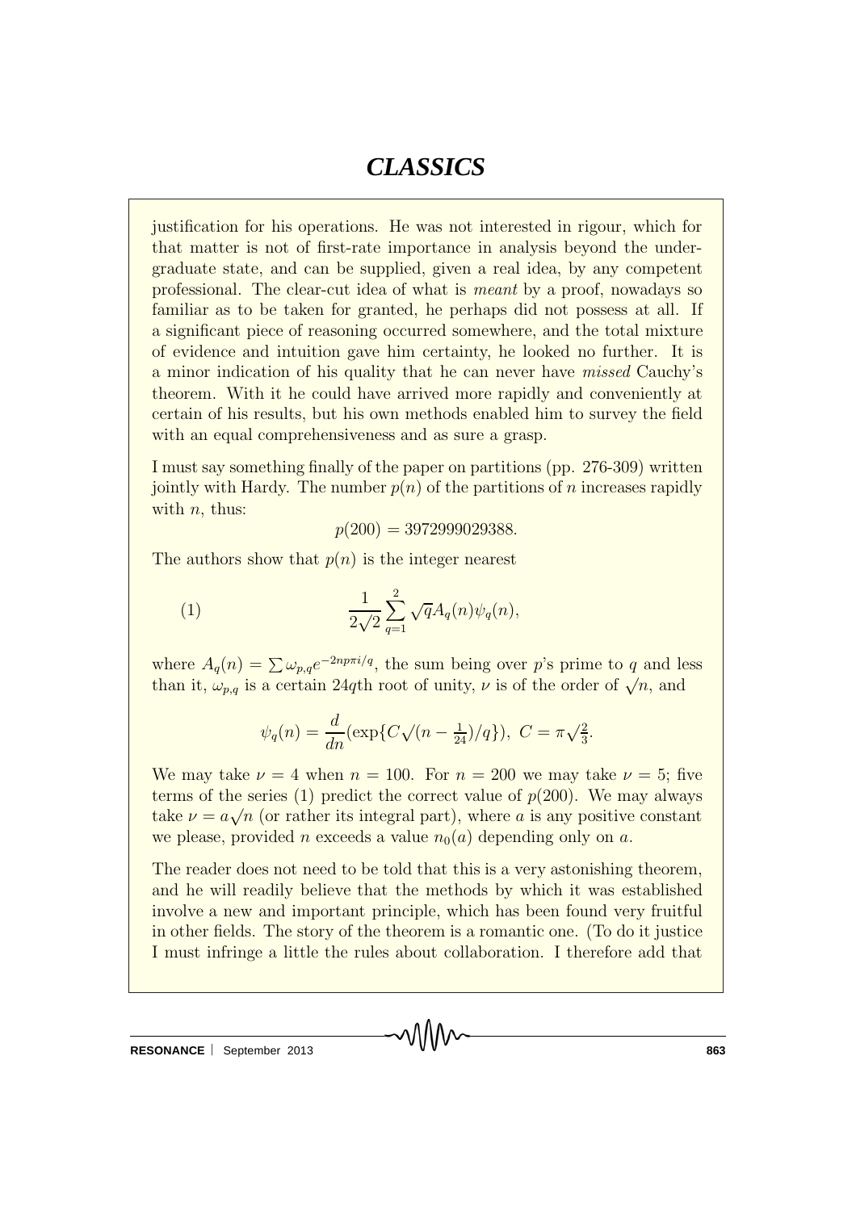justification for his operations. He was not interested in rigour, which for that matter is not of first-rate importance in analysis beyond the undergraduate state, and can be supplied, given a real idea, by any competent professional. The clear-cut idea of what is *meant* by a proof, nowadays so familiar as to be taken for granted, he perhaps did not possess at all. If a significant piece of reasoning occurred somewhere, and the total mixture of evidence and intuition gave him certainty, he looked no further. It is a minor indication of his quality that he can never have *missed* Cauchy's theorem. With it he could have arrived more rapidly and conveniently at certain of his results, but his own methods enabled him to survey the field with an equal comprehensiveness and as sure a grasp.

I must say something finally of the paper on partitions (pp. 276-309) written jointly with Hardy. The number $p(n)$ of the partitions of $n$ increases rapidly with $n$, thus:

$$p(200) = 3972999029388.$$

The authors show that $p(n)$ is the integer nearest

$$\frac{1}{2\sqrt{2}} \sum_{q=1}^{2} \sqrt{q} A_q(n) \psi_q(n), \tag{1}$$

where $A_q(n) = \sum \omega_{p,q} e^{-2np\pi i/q}$, the sum being over $p$'s prime to $q$ and less than it, $\omega_{p,q}$ is a certain 24$q$th root of unity, $\nu$ is of the order of $\sqrt{n}$, and

$$\psi_q(n) = \frac{d}{dn}(\exp\{C\sqrt{(n - \tfrac{1}{24})/q}\}),\ C = \pi\sqrt{\tfrac{2}{3}}.$$

We may take $\nu = 4$ when $n = 100$. For $n = 200$ we may take $\nu = 5$; five terms of the series (1) predict the correct value of $p(200)$. We may always take $\nu = a\sqrt{n}$ (or rather its integral part), where $a$ is any positive constant we please, provided $n$ exceeds a value $n_0(a)$ depending only on $a$.

The reader does not need to be told that this is a very astonishing theorem, and he will readily believe that the methods by which it was established involve a new and important principle, which has been found very fruitful in other fields. The story of the theorem is a romantic one. (To do it justice I must infringe a little the rules about collaboration. I therefore add that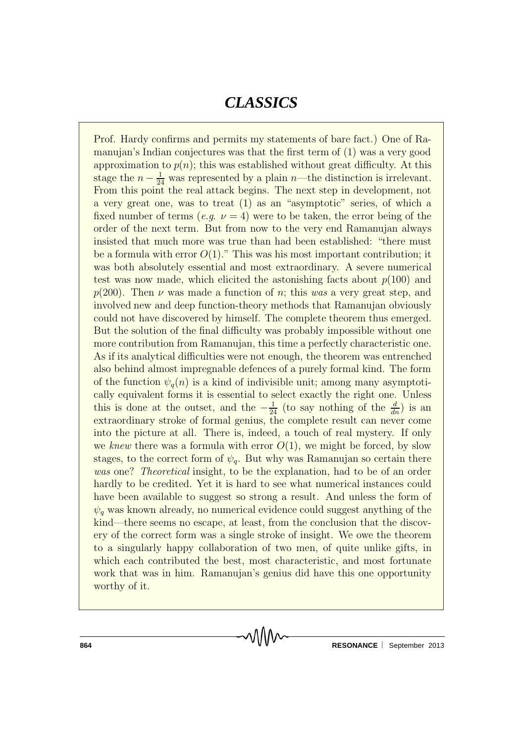Prof. Hardy confirms and permits my statements of bare fact.) One of Ramanujan's Indian conjectures was that the first term of (1) was a very good approximation to $p(n)$; this was established without great difficulty. At this stage the $n - \frac{1}{24}$ was represented by a plain $n$—the distinction is irrelevant. From this point the real attack begins. The next step in development, not a very great one, was to treat (1) as an "asymptotic" series, of which a fixed number of terms (*e.g.* $\nu = 4$) were to be taken, the error being of the order of the next term. But from now to the very end Ramanujan always insisted that much more was true than had been established: "there must be a formula with error $O(1)$." This was his most important contribution; it was both absolutely essential and most extraordinary. A severe numerical test was now made, which elicited the astonishing facts about $p(100)$ and $p(200)$. Then $\nu$ was made a function of $n$; this *was* a very great step, and involved new and deep function-theory methods that Ramanujan obviously could not have discovered by himself. The complete theorem thus emerged. But the solution of the final difficulty was probably impossible without one more contribution from Ramanujan, this time a perfectly characteristic one. As if its analytical difficulties were not enough, the theorem was entrenched also behind almost impregnable defences of a purely formal kind. The form of the function $\psi_q(n)$ is a kind of indivisible unit; among many asymptotically equivalent forms it is essential to select exactly the right one. Unless this is done at the outset, and the $-\frac{1}{24}$ (to say nothing of the $\frac{d}{dn}$) is an extraordinary stroke of formal genius, the complete result can never come into the picture at all. There is, indeed, a touch of real mystery. If only we *knew* there was a formula with error $O(1)$, we might be forced, by slow stages, to the correct form of $\psi_q$. But why was Ramanujan so certain there *was* one? *Theoretical* insight, to be the explanation, had to be of an order hardly to be credited. Yet it is hard to see what numerical instances could have been available to suggest so strong a result. And unless the form of $\psi_q$ was known already, no numerical evidence could suggest anything of the kind—there seems no escape, at least, from the conclusion that the discovery of the correct form was a single stroke of insight. We owe the theorem to a singularly happy collaboration of two men, of quite unlike gifts, in which each contributed the best, most characteristic, and most fortunate work that was in him. Ramanujan's genius did have this one opportunity worthy of it.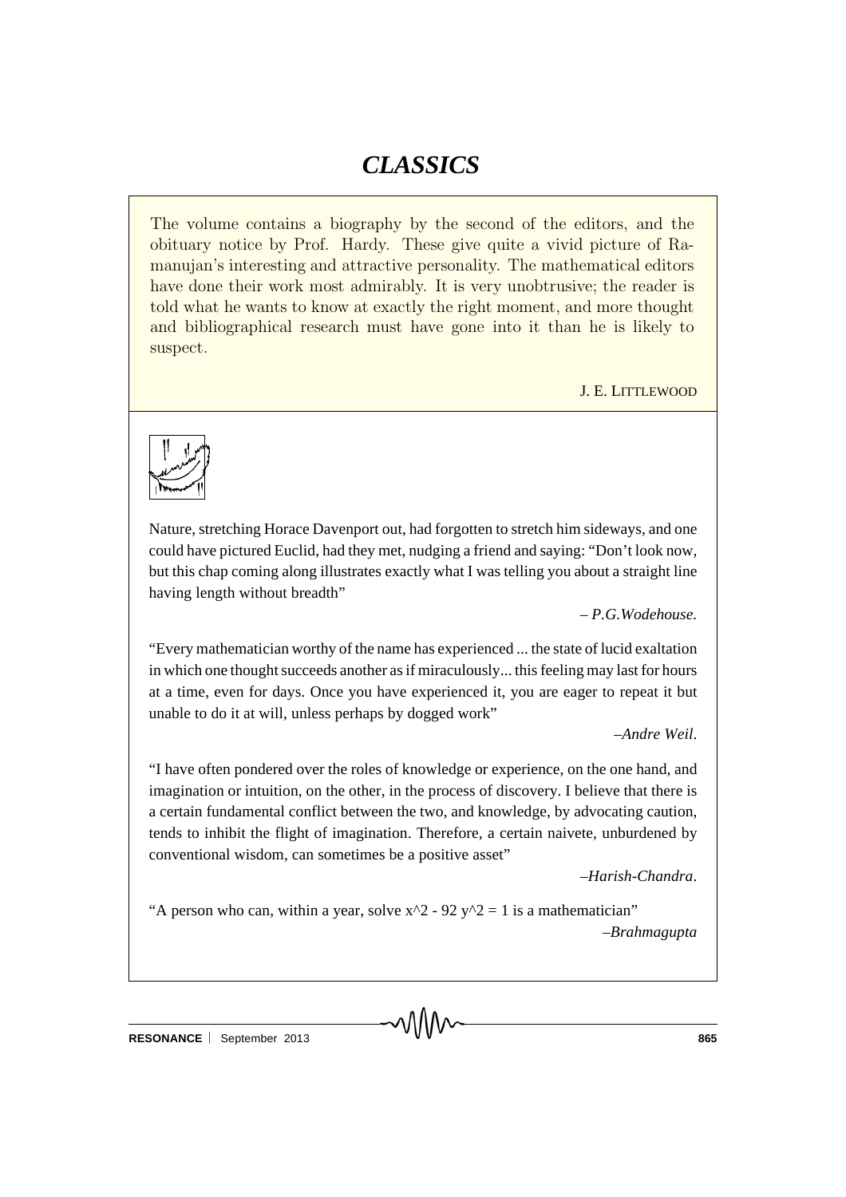# CLASSICS

The volume contains a biography by the second of the editors, and the obituary notice by Prof. Hardy. These give quite a vivid picture of Ramanujan's interesting and attractive personality. The mathematical editors have done their work most admirably. It is very unobtrusive; the reader is told what he wants to know at exactly the right moment, and more thought and bibliographical research must have gone into it than he is likely to suspect.

J. E. LITTLEWOOD

Nature, stretching Horace Davenport out, had forgotten to stretch him sideways, and one could have pictured Euclid, had they met, nudging a friend and saying: "Don't look now, but this chap coming along illustrates exactly what I was telling you about a straight line having length without breadth"

*– P.G.Wodehouse.*

"Every mathematician worthy of the name has experienced ... the state of lucid exaltation in which one thought succeeds another as if miraculously... this feeling may last for hours at a time, even for days. Once you have experienced it, you are eager to repeat it but unable to do it at will, unless perhaps by dogged work"

*–Andre Weil*.

"I have often pondered over the roles of knowledge or experience, on the one hand, and imagination or intuition, on the other, in the process of discovery. I believe that there is a certain fundamental conflict between the two, and knowledge, by advocating caution, tends to inhibit the flight of imagination. Therefore, a certain naivete, unburdened by conventional wisdom, can sometimes be a positive asset"

*–Harish-Chandra*.

"A person who can, within a year, solve $x^2 - 92y^2 = 1$ is a mathematician"

*–Brahmagupta*